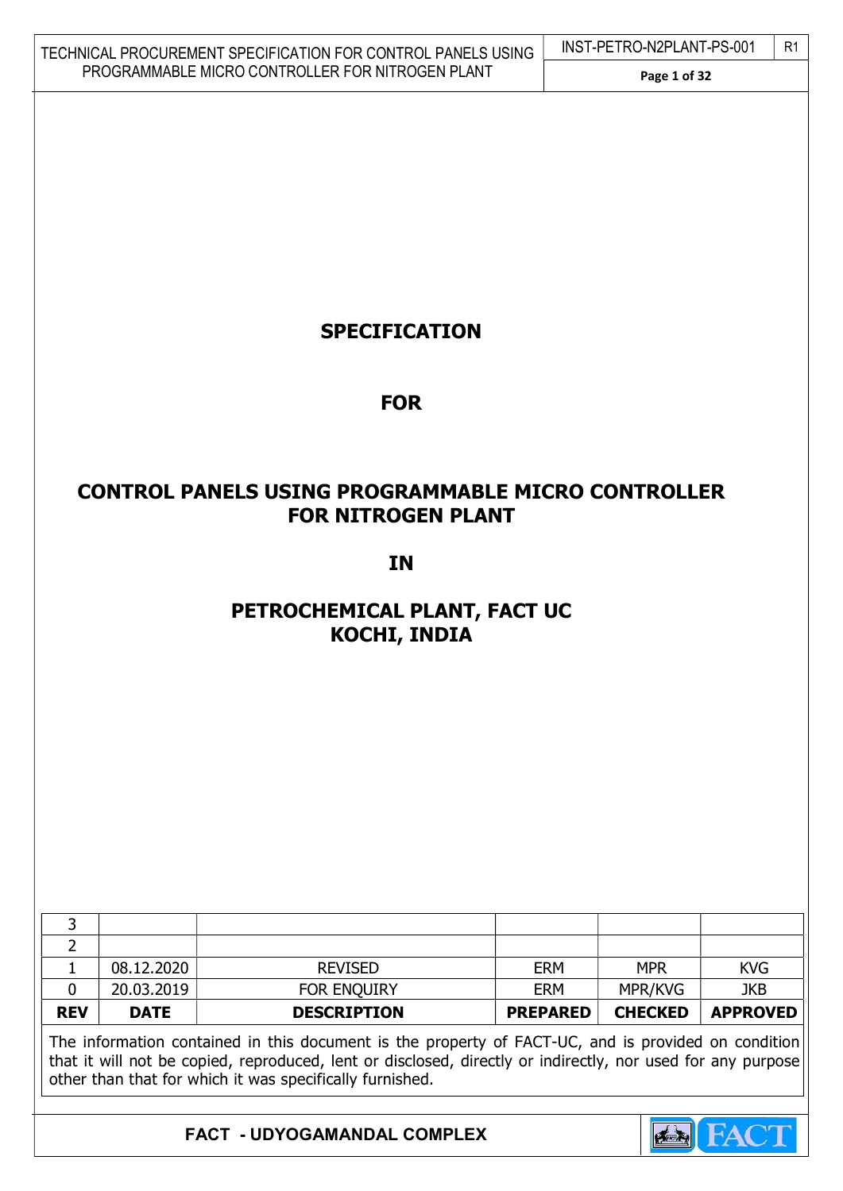# SPECIFICATION

# FOR

# CONTROL PANELS USING PROGRAMMABLE MICRO CONTROLLER FOR NITROGEN PLANT

# IN

# PETROCHEMICAL PLANT, FACT UC KOCHI, INDIA

| REV | DATE | DESCRIPTION | PREPARED | CHECKED | APPROVED |
|---|---|---|---|---|---|
| 3 | | | | | |
| 2 | | | | | |
| 1 | 08.12.2020 | REVISED | ERM | MPR | KVG |
| 0 | 20.03.2019 | FOR ENQUIRY | ERM | MPR/KVG | JKB |

The information contained in this document is the property of FACT-UC, and is provided on condition that it will not be copied, reproduced, lent or disclosed, directly or indirectly, nor used for any purpose other than that for which it was specifically furnished.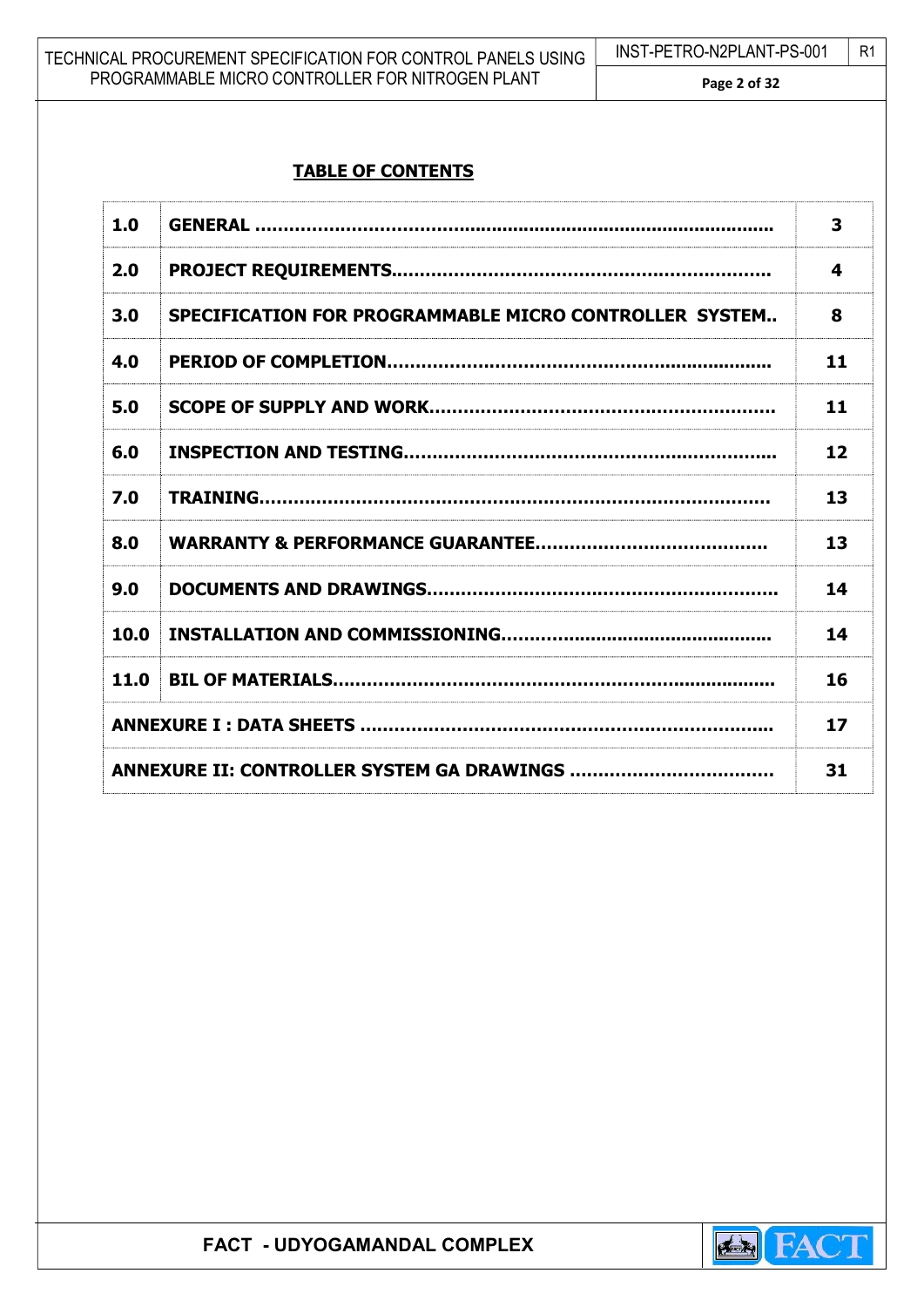## TABLE OF CONTENTS

| | | |
|---|---|---|
| **1.0** | **GENERAL ............................................................................................** | **3** |
| **2.0** | **PROJECT REQUIREMENTS................................................................** | **4** |
| **3.0** | **SPECIFICATION FOR PROGRAMMABLE MICRO CONTROLLER SYSTEM..** | **8** |
| **4.0** | **PERIOD OF COMPLETION..................................................................** | **11** |
| **5.0** | **SCOPE OF SUPPLY AND WORK...........................................................** | **11** |
| **6.0** | **INSPECTION AND TESTING...............................................................** | **12** |
| **7.0** | **TRAINING.......................................................................................** | **13** |
| **8.0** | **WARRANTY & PERFORMANCE GUARANTEE........................................** | **13** |
| **9.0** | **DOCUMENTS AND DRAWINGS............................................................** | **14** |
| **10.0** | **INSTALLATION AND COMMISSIONING...............................................** | **14** |
| **11.0** | **BIL OF MATERIALS...........................................................................** | **16** |
| **ANNEXURE I : DATA SHEETS .......................................................................** | | **17** |
| **ANNEXURE II: CONTROLLER SYSTEM GA DRAWINGS ...................................** | | **31** |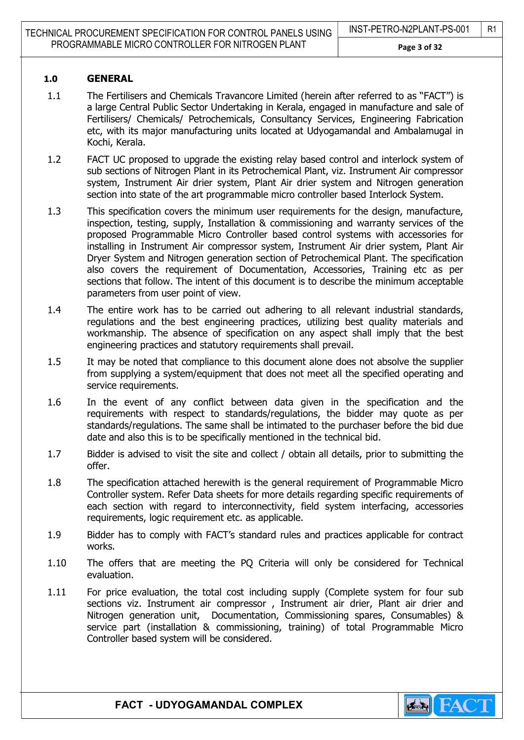## 1.0 GENERAL

1.1 The Fertilisers and Chemicals Travancore Limited (herein after referred to as "FACT") is a large Central Public Sector Undertaking in Kerala, engaged in manufacture and sale of Fertilisers/ Chemicals/ Petrochemicals, Consultancy Services, Engineering Fabrication etc, with its major manufacturing units located at Udyogamandal and Ambalamugal in Kochi, Kerala.

1.2 FACT UC proposed to upgrade the existing relay based control and interlock system of sub sections of Nitrogen Plant in its Petrochemical Plant, viz. Instrument Air compressor system, Instrument Air drier system, Plant Air drier system and Nitrogen generation section into state of the art programmable micro controller based Interlock System.

1.3 This specification covers the minimum user requirements for the design, manufacture, inspection, testing, supply, Installation & commissioning and warranty services of the proposed Programmable Micro Controller based control systems with accessories for installing in Instrument Air compressor system, Instrument Air drier system, Plant Air Dryer System and Nitrogen generation section of Petrochemical Plant. The specification also covers the requirement of Documentation, Accessories, Training etc as per sections that follow. The intent of this document is to describe the minimum acceptable parameters from user point of view.

1.4 The entire work has to be carried out adhering to all relevant industrial standards, regulations and the best engineering practices, utilizing best quality materials and workmanship. The absence of specification on any aspect shall imply that the best engineering practices and statutory requirements shall prevail.

1.5 It may be noted that compliance to this document alone does not absolve the supplier from supplying a system/equipment that does not meet all the specified operating and service requirements.

1.6 In the event of any conflict between data given in the specification and the requirements with respect to standards/regulations, the bidder may quote as per standards/regulations. The same shall be intimated to the purchaser before the bid due date and also this is to be specifically mentioned in the technical bid.

1.7 Bidder is advised to visit the site and collect / obtain all details, prior to submitting the offer.

1.8 The specification attached herewith is the general requirement of Programmable Micro Controller system. Refer Data sheets for more details regarding specific requirements of each section with regard to interconnectivity, field system interfacing, accessories requirements, logic requirement etc. as applicable.

1.9 Bidder has to comply with FACT's standard rules and practices applicable for contract works.

1.10 The offers that are meeting the PQ Criteria will only be considered for Technical evaluation.

1.11 For price evaluation, the total cost including supply (Complete system for four sub sections viz. Instrument air compressor , Instrument air drier, Plant air drier and Nitrogen generation unit, Documentation, Commissioning spares, Consumables) & service part (installation & commissioning, training) of total Programmable Micro Controller based system will be considered.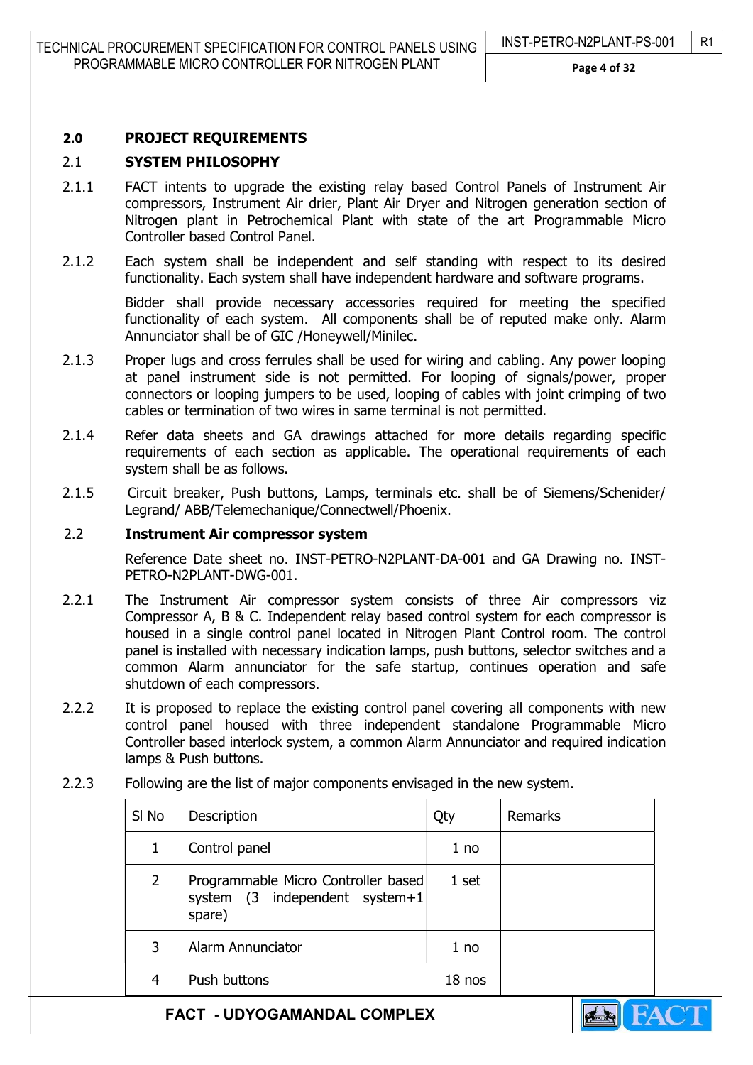## 2.0 PROJECT REQUIREMENTS

### 2.1 SYSTEM PHILOSOPHY

2.1.1 FACT intents to upgrade the existing relay based Control Panels of Instrument Air compressors, Instrument Air drier, Plant Air Dryer and Nitrogen generation section of Nitrogen plant in Petrochemical Plant with state of the art Programmable Micro Controller based Control Panel.

2.1.2 Each system shall be independent and self standing with respect to its desired functionality. Each system shall have independent hardware and software programs.

Bidder shall provide necessary accessories required for meeting the specified functionality of each system. All components shall be of reputed make only. Alarm Annunciator shall be of GIC /Honeywell/Minilec.

2.1.3 Proper lugs and cross ferrules shall be used for wiring and cabling. Any power looping at panel instrument side is not permitted. For looping of signals/power, proper connectors or looping jumpers to be used, looping of cables with joint crimping of two cables or termination of two wires in same terminal is not permitted.

2.1.4 Refer data sheets and GA drawings attached for more details regarding specific requirements of each section as applicable. The operational requirements of each system shall be as follows.

2.1.5 Circuit breaker, Push buttons, Lamps, terminals etc. shall be of Siemens/Schenider/ Legrand/ ABB/Telemechanique/Connectwell/Phoenix.

### 2.2 Instrument Air compressor system

Reference Date sheet no. INST-PETRO-N2PLANT-DA-001 and GA Drawing no. INST-PETRO-N2PLANT-DWG-001.

2.2.1 The Instrument Air compressor system consists of three Air compressors viz Compressor A, B & C. Independent relay based control system for each compressor is housed in a single control panel located in Nitrogen Plant Control room. The control panel is installed with necessary indication lamps, push buttons, selector switches and a common Alarm annunciator for the safe startup, continues operation and safe shutdown of each compressors.

2.2.2 It is proposed to replace the existing control panel covering all components with new control panel housed with three independent standalone Programmable Micro Controller based interlock system, a common Alarm Annunciator and required indication lamps & Push buttons.

2.2.3 Following are the list of major components envisaged in the new system.

| Sl No | Description | Qty | Remarks |
|---|---|---|---|
| 1 | Control panel | 1 no | |
| 2 | Programmable Micro Controller based system (3 independent system+1 spare) | 1 set | |
| 3 | Alarm Annunciator | 1 no | |
| 4 | Push buttons | 18 nos | |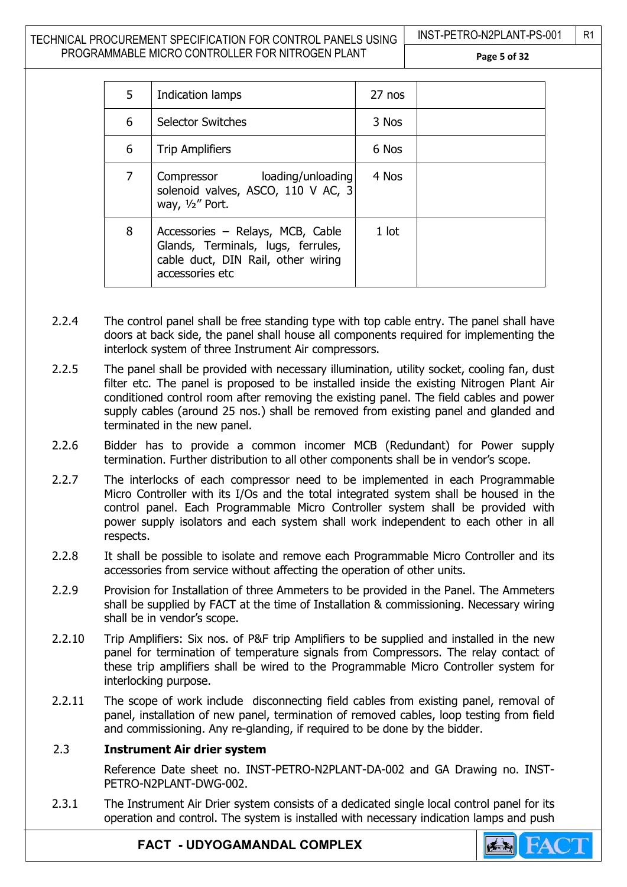| 5 | Indication lamps | 27 nos | |
|---|---|---|---|
| 6 | Selector Switches | 3 Nos | |
| 6 | Trip Amplifiers | 6 Nos | |
| 7 | Compressor loading/unloading solenoid valves, ASCO, 110 V AC, 3 way, ½" Port. | 4 Nos | |
| 8 | Accessories – Relays, MCB, Cable Glands, Terminals, lugs, ferrules, cable duct, DIN Rail, other wiring accessories etc | 1 lot | |

2.2.4 The control panel shall be free standing type with top cable entry. The panel shall have doors at back side, the panel shall house all components required for implementing the interlock system of three Instrument Air compressors.

2.2.5 The panel shall be provided with necessary illumination, utility socket, cooling fan, dust filter etc. The panel is proposed to be installed inside the existing Nitrogen Plant Air conditioned control room after removing the existing panel. The field cables and power supply cables (around 25 nos.) shall be removed from existing panel and glanded and terminated in the new panel.

2.2.6 Bidder has to provide a common incomer MCB (Redundant) for Power supply termination. Further distribution to all other components shall be in vendor's scope.

2.2.7 The interlocks of each compressor need to be implemented in each Programmable Micro Controller with its I/Os and the total integrated system shall be housed in the control panel. Each Programmable Micro Controller system shall be provided with power supply isolators and each system shall work independent to each other in all respects.

2.2.8 It shall be possible to isolate and remove each Programmable Micro Controller and its accessories from service without affecting the operation of other units.

2.2.9 Provision for Installation of three Ammeters to be provided in the Panel. The Ammeters shall be supplied by FACT at the time of Installation & commissioning. Necessary wiring shall be in vendor's scope.

2.2.10 Trip Amplifiers: Six nos. of P&F trip Amplifiers to be supplied and installed in the new panel for termination of temperature signals from Compressors. The relay contact of these trip amplifiers shall be wired to the Programmable Micro Controller system for interlocking purpose.

2.2.11 The scope of work include disconnecting field cables from existing panel, removal of panel, installation of new panel, termination of removed cables, loop testing from field and commissioning. Any re-glanding, if required to be done by the bidder.

### 2.3 Instrument Air drier system

Reference Date sheet no. INST-PETRO-N2PLANT-DA-002 and GA Drawing no. INST-PETRO-N2PLANT-DWG-002.

2.3.1 The Instrument Air Drier system consists of a dedicated single local control panel for its operation and control. The system is installed with necessary indication lamps and push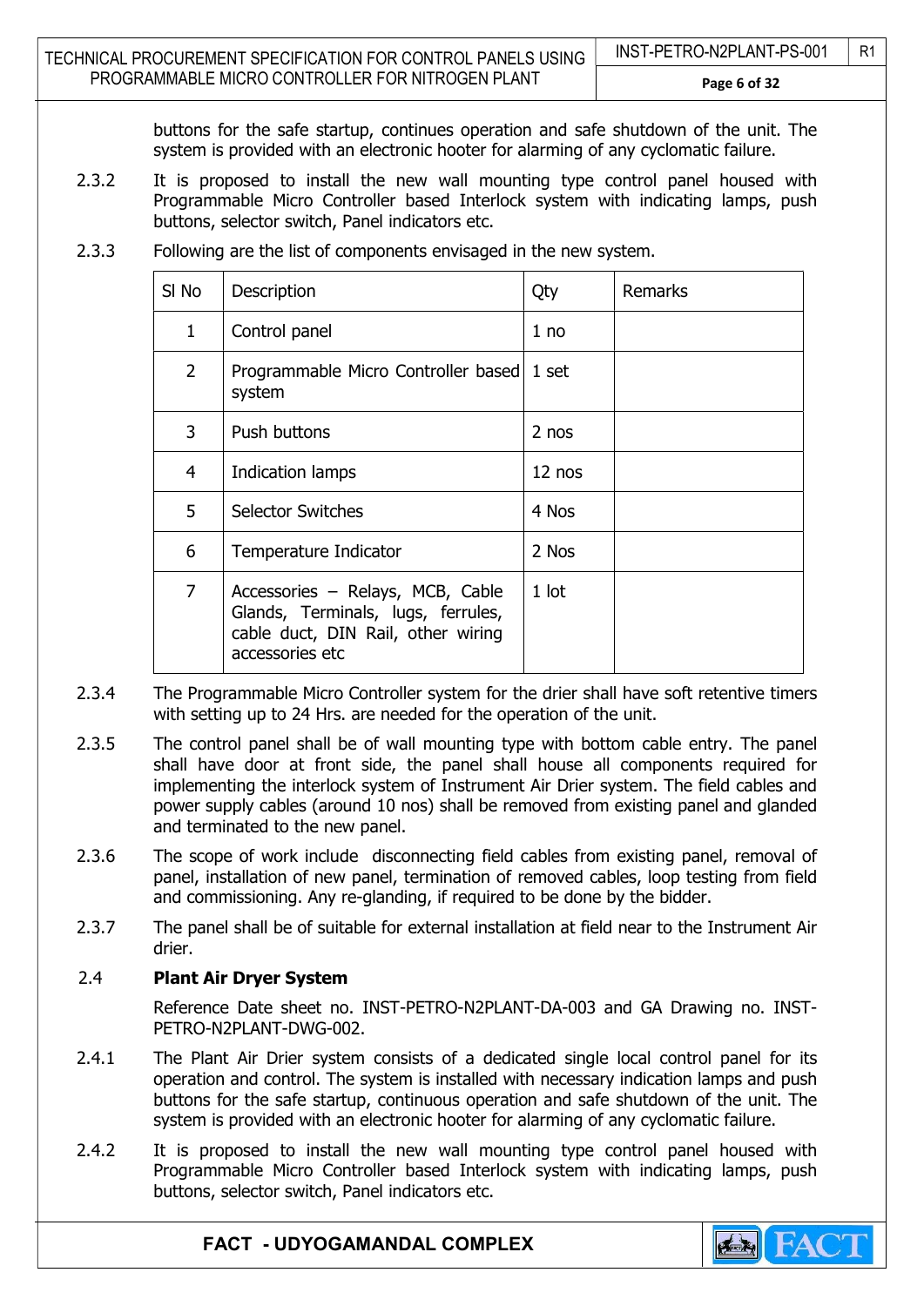buttons for the safe startup, continues operation and safe shutdown of the unit. The system is provided with an electronic hooter for alarming of any cyclomatic failure.

2.3.2 It is proposed to install the new wall mounting type control panel housed with Programmable Micro Controller based Interlock system with indicating lamps, push buttons, selector switch, Panel indicators etc.

2.3.3 Following are the list of components envisaged in the new system.

| Sl No | Description | Qty | Remarks |
|---|---|---|---|
| 1 | Control panel | 1 no | |
| 2 | Programmable Micro Controller based system | 1 set | |
| 3 | Push buttons | 2 nos | |
| 4 | Indication lamps | 12 nos | |
| 5 | Selector Switches | 4 Nos | |
| 6 | Temperature Indicator | 2 Nos | |
| 7 | Accessories – Relays, MCB, Cable Glands, Terminals, lugs, ferrules, cable duct, DIN Rail, other wiring accessories etc | 1 lot | |

2.3.4 The Programmable Micro Controller system for the drier shall have soft retentive timers with setting up to 24 Hrs. are needed for the operation of the unit.

2.3.5 The control panel shall be of wall mounting type with bottom cable entry. The panel shall have door at front side, the panel shall house all components required for implementing the interlock system of Instrument Air Drier system. The field cables and power supply cables (around 10 nos) shall be removed from existing panel and glanded and terminated to the new panel.

2.3.6 The scope of work include disconnecting field cables from existing panel, removal of panel, installation of new panel, termination of removed cables, loop testing from field and commissioning. Any re-glanding, if required to be done by the bidder.

2.3.7 The panel shall be of suitable for external installation at field near to the Instrument Air drier.

## 2.4 Plant Air Dryer System

Reference Date sheet no. INST-PETRO-N2PLANT-DA-003 and GA Drawing no. INST-PETRO-N2PLANT-DWG-002.

2.4.1 The Plant Air Drier system consists of a dedicated single local control panel for its operation and control. The system is installed with necessary indication lamps and push buttons for the safe startup, continuous operation and safe shutdown of the unit. The system is provided with an electronic hooter for alarming of any cyclomatic failure.

2.4.2 It is proposed to install the new wall mounting type control panel housed with Programmable Micro Controller based Interlock system with indicating lamps, push buttons, selector switch, Panel indicators etc.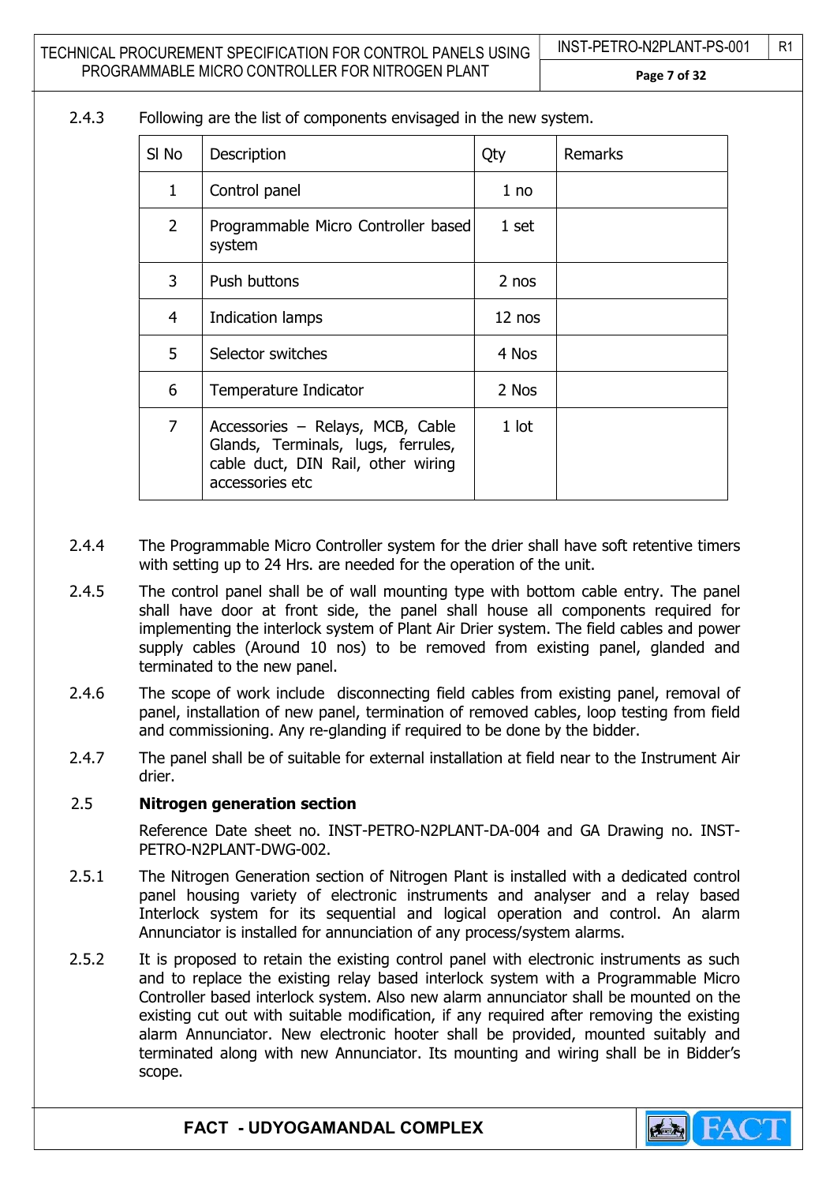2.4.3 Following are the list of components envisaged in the new system.

| Sl No | Description | Qty | Remarks |
|---|---|---|---|
| 1 | Control panel | 1 no | |
| 2 | Programmable Micro Controller based system | 1 set | |
| 3 | Push buttons | 2 nos | |
| 4 | Indication lamps | 12 nos | |
| 5 | Selector switches | 4 Nos | |
| 6 | Temperature Indicator | 2 Nos | |
| 7 | Accessories – Relays, MCB, Cable Glands, Terminals, lugs, ferrules, cable duct, DIN Rail, other wiring accessories etc | 1 lot | |

2.4.4 The Programmable Micro Controller system for the drier shall have soft retentive timers with setting up to 24 Hrs. are needed for the operation of the unit.

2.4.5 The control panel shall be of wall mounting type with bottom cable entry. The panel shall have door at front side, the panel shall house all components required for implementing the interlock system of Plant Air Drier system. The field cables and power supply cables (Around 10 nos) to be removed from existing panel, glanded and terminated to the new panel.

2.4.6 The scope of work include disconnecting field cables from existing panel, removal of panel, installation of new panel, termination of removed cables, loop testing from field and commissioning. Any re-glanding if required to be done by the bidder.

2.4.7 The panel shall be of suitable for external installation at field near to the Instrument Air drier.

## 2.5 Nitrogen generation section

Reference Date sheet no. INST-PETRO-N2PLANT-DA-004 and GA Drawing no. INST-PETRO-N2PLANT-DWG-002.

2.5.1 The Nitrogen Generation section of Nitrogen Plant is installed with a dedicated control panel housing variety of electronic instruments and analyser and a relay based Interlock system for its sequential and logical operation and control. An alarm Annunciator is installed for annunciation of any process/system alarms.

2.5.2 It is proposed to retain the existing control panel with electronic instruments as such and to replace the existing relay based interlock system with a Programmable Micro Controller based interlock system. Also new alarm annunciator shall be mounted on the existing cut out with suitable modification, if any required after removing the existing alarm Annunciator. New electronic hooter shall be provided, mounted suitably and terminated along with new Annunciator. Its mounting and wiring shall be in Bidder's scope.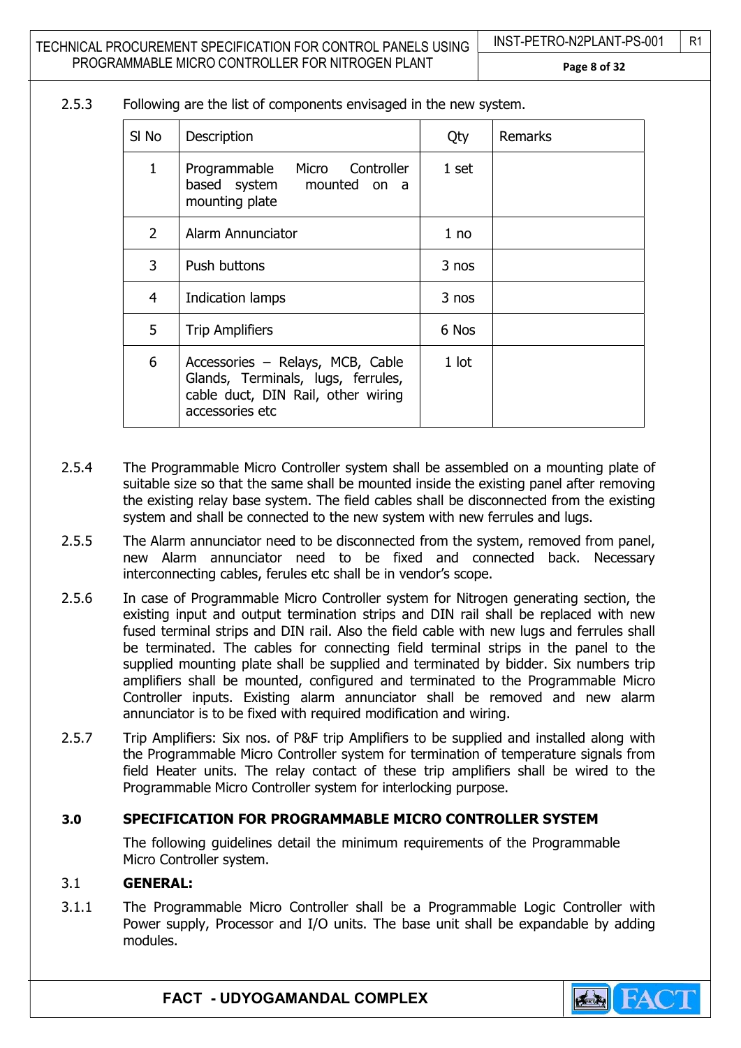2.5.3 Following are the list of components envisaged in the new system.

| Sl No | Description | Qty | Remarks |
|---|---|---|---|
| 1 | Programmable Micro Controller based system mounted on a mounting plate | 1 set | |
| 2 | Alarm Annunciator | 1 no | |
| 3 | Push buttons | 3 nos | |
| 4 | Indication lamps | 3 nos | |
| 5 | Trip Amplifiers | 6 Nos | |
| 6 | Accessories – Relays, MCB, Cable Glands, Terminals, lugs, ferrules, cable duct, DIN Rail, other wiring accessories etc | 1 lot | |

2.5.4 The Programmable Micro Controller system shall be assembled on a mounting plate of suitable size so that the same shall be mounted inside the existing panel after removing the existing relay base system. The field cables shall be disconnected from the existing system and shall be connected to the new system with new ferrules and lugs.

2.5.5 The Alarm annunciator need to be disconnected from the system, removed from panel, new Alarm annunciator need to be fixed and connected back. Necessary interconnecting cables, ferules etc shall be in vendor's scope.

2.5.6 In case of Programmable Micro Controller system for Nitrogen generating section, the existing input and output termination strips and DIN rail shall be replaced with new fused terminal strips and DIN rail. Also the field cable with new lugs and ferrules shall be terminated. The cables for connecting field terminal strips in the panel to the supplied mounting plate shall be supplied and terminated by bidder. Six numbers trip amplifiers shall be mounted, configured and terminated to the Programmable Micro Controller inputs. Existing alarm annunciator shall be removed and new alarm annunciator is to be fixed with required modification and wiring.

2.5.7 Trip Amplifiers: Six nos. of P&F trip Amplifiers to be supplied and installed along with the Programmable Micro Controller system for termination of temperature signals from field Heater units. The relay contact of these trip amplifiers shall be wired to the Programmable Micro Controller system for interlocking purpose.

## 3.0 SPECIFICATION FOR PROGRAMMABLE MICRO CONTROLLER SYSTEM

The following guidelines detail the minimum requirements of the Programmable Micro Controller system.

### 3.1 GENERAL:

3.1.1 The Programmable Micro Controller shall be a Programmable Logic Controller with Power supply, Processor and I/O units. The base unit shall be expandable by adding modules.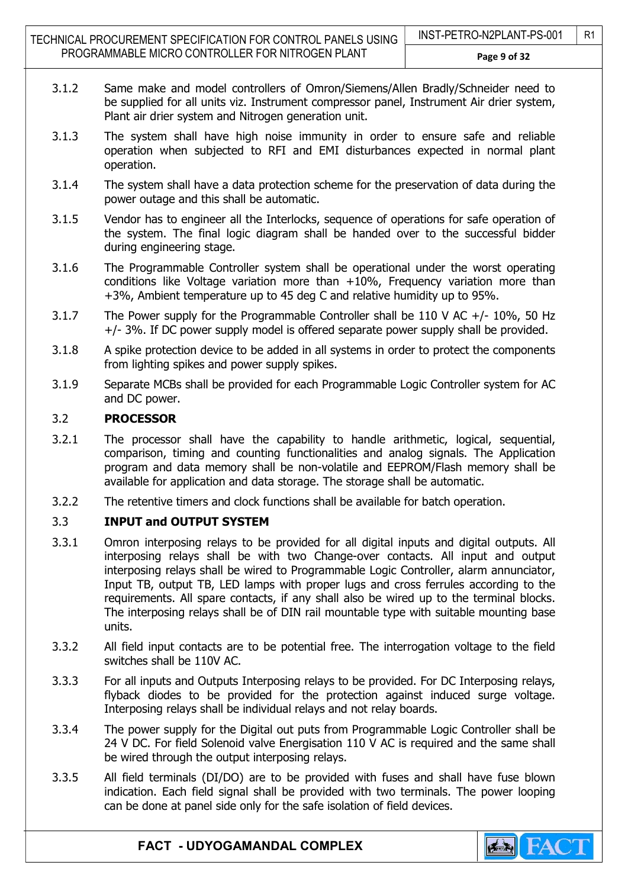3.1.2 Same make and model controllers of Omron/Siemens/Allen Bradly/Schneider need to be supplied for all units viz. Instrument compressor panel, Instrument Air drier system, Plant air drier system and Nitrogen generation unit.

3.1.3 The system shall have high noise immunity in order to ensure safe and reliable operation when subjected to RFI and EMI disturbances expected in normal plant operation.

3.1.4 The system shall have a data protection scheme for the preservation of data during the power outage and this shall be automatic.

3.1.5 Vendor has to engineer all the Interlocks, sequence of operations for safe operation of the system. The final logic diagram shall be handed over to the successful bidder during engineering stage.

3.1.6 The Programmable Controller system shall be operational under the worst operating conditions like Voltage variation more than +10%, Frequency variation more than +3%, Ambient temperature up to 45 deg C and relative humidity up to 95%.

3.1.7 The Power supply for the Programmable Controller shall be 110 V AC +/- 10%, 50 Hz +/- 3%. If DC power supply model is offered separate power supply shall be provided.

3.1.8 A spike protection device to be added in all systems in order to protect the components from lighting spikes and power supply spikes.

3.1.9 Separate MCBs shall be provided for each Programmable Logic Controller system for AC and DC power.

## 3.2 PROCESSOR

3.2.1 The processor shall have the capability to handle arithmetic, logical, sequential, comparison, timing and counting functionalities and analog signals. The Application program and data memory shall be non-volatile and EEPROM/Flash memory shall be available for application and data storage. The storage shall be automatic.

3.2.2 The retentive timers and clock functions shall be available for batch operation.

## 3.3 INPUT and OUTPUT SYSTEM

3.3.1 Omron interposing relays to be provided for all digital inputs and digital outputs. All interposing relays shall be with two Change-over contacts. All input and output interposing relays shall be wired to Programmable Logic Controller, alarm annunciator, Input TB, output TB, LED lamps with proper lugs and cross ferrules according to the requirements. All spare contacts, if any shall also be wired up to the terminal blocks. The interposing relays shall be of DIN rail mountable type with suitable mounting base units.

3.3.2 All field input contacts are to be potential free. The interrogation voltage to the field switches shall be 110V AC.

3.3.3 For all inputs and Outputs Interposing relays to be provided. For DC Interposing relays, flyback diodes to be provided for the protection against induced surge voltage. Interposing relays shall be individual relays and not relay boards.

3.3.4 The power supply for the Digital out puts from Programmable Logic Controller shall be 24 V DC. For field Solenoid valve Energisation 110 V AC is required and the same shall be wired through the output interposing relays.

3.3.5 All field terminals (DI/DO) are to be provided with fuses and shall have fuse blown indication. Each field signal shall be provided with two terminals. The power looping can be done at panel side only for the safe isolation of field devices.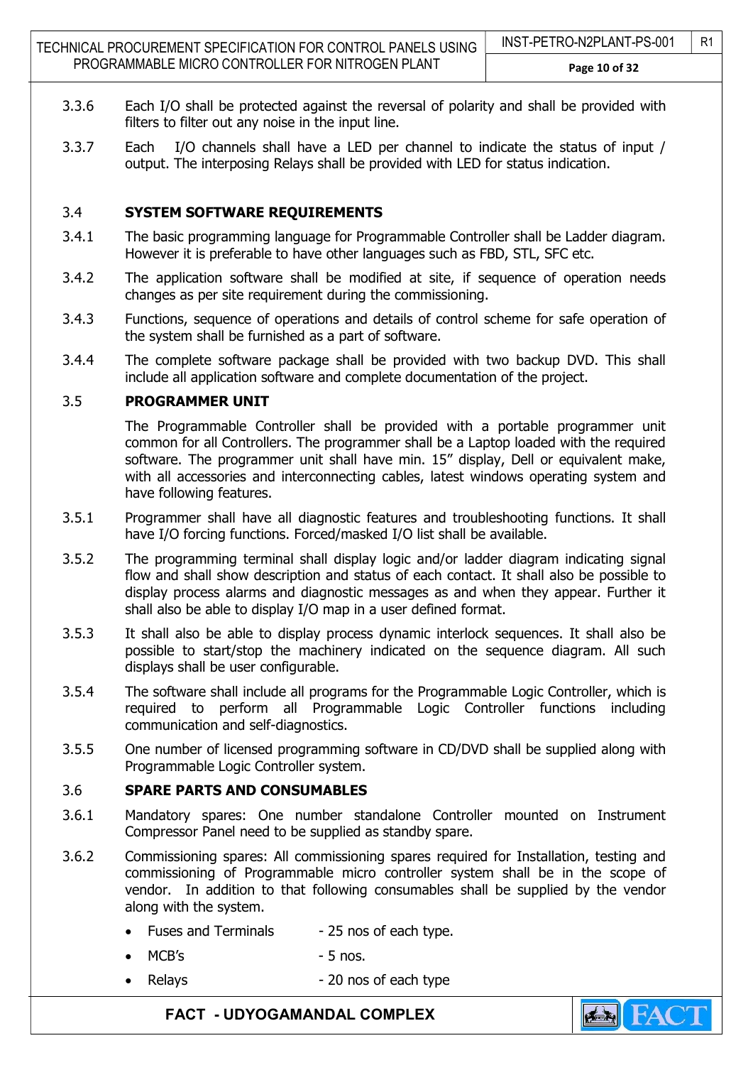3.3.6 Each I/O shall be protected against the reversal of polarity and shall be provided with filters to filter out any noise in the input line.

3.3.7 Each I/O channels shall have a LED per channel to indicate the status of input / output. The interposing Relays shall be provided with LED for status indication.

## 3.4 SYSTEM SOFTWARE REQUIREMENTS

3.4.1 The basic programming language for Programmable Controller shall be Ladder diagram. However it is preferable to have other languages such as FBD, STL, SFC etc.

3.4.2 The application software shall be modified at site, if sequence of operation needs changes as per site requirement during the commissioning.

3.4.3 Functions, sequence of operations and details of control scheme for safe operation of the system shall be furnished as a part of software.

3.4.4 The complete software package shall be provided with two backup DVD. This shall include all application software and complete documentation of the project.

## 3.5 PROGRAMMER UNIT

The Programmable Controller shall be provided with a portable programmer unit common for all Controllers. The programmer shall be a Laptop loaded with the required software. The programmer unit shall have min. 15" display, Dell or equivalent make, with all accessories and interconnecting cables, latest windows operating system and have following features.

3.5.1 Programmer shall have all diagnostic features and troubleshooting functions. It shall have I/O forcing functions. Forced/masked I/O list shall be available.

3.5.2 The programming terminal shall display logic and/or ladder diagram indicating signal flow and shall show description and status of each contact. It shall also be possible to display process alarms and diagnostic messages as and when they appear. Further it shall also be able to display I/O map in a user defined format.

3.5.3 It shall also be able to display process dynamic interlock sequences. It shall also be possible to start/stop the machinery indicated on the sequence diagram. All such displays shall be user configurable.

3.5.4 The software shall include all programs for the Programmable Logic Controller, which is required to perform all Programmable Logic Controller functions including communication and self-diagnostics.

3.5.5 One number of licensed programming software in CD/DVD shall be supplied along with Programmable Logic Controller system.

## 3.6 SPARE PARTS AND CONSUMABLES

3.6.1 Mandatory spares: One number standalone Controller mounted on Instrument Compressor Panel need to be supplied as standby spare.

3.6.2 Commissioning spares: All commissioning spares required for Installation, testing and commissioning of Programmable micro controller system shall be in the scope of vendor. In addition to that following consumables shall be supplied by the vendor along with the system.

- Fuses and Terminals - 25 nos of each type.
- MCB's - 5 nos.
- Relays - 20 nos of each type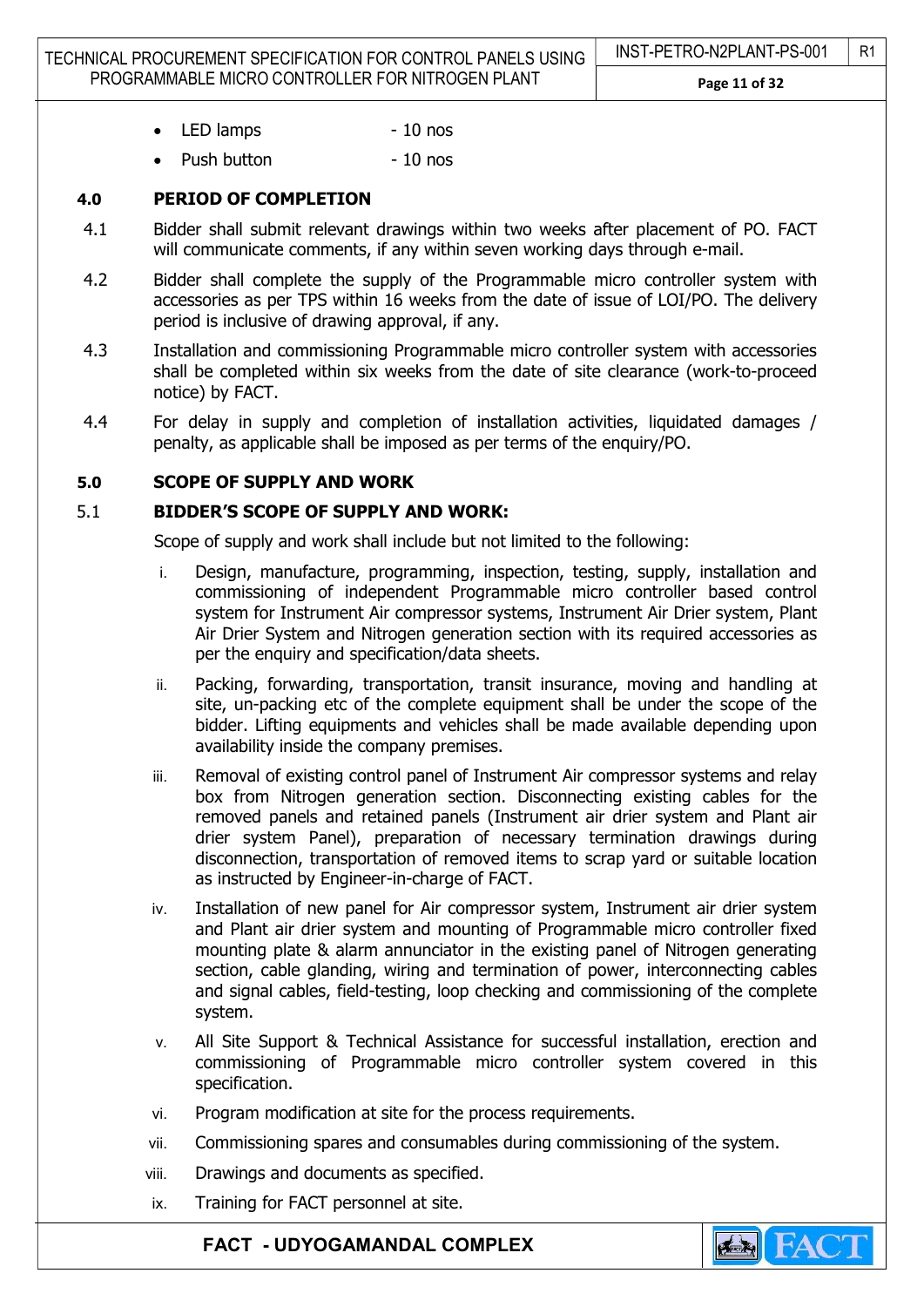- LED lamps - 10 nos
- Push button - 10 nos

## 4.0 PERIOD OF COMPLETION

4.1 Bidder shall submit relevant drawings within two weeks after placement of PO. FACT will communicate comments, if any within seven working days through e-mail.

4.2 Bidder shall complete the supply of the Programmable micro controller system with accessories as per TPS within 16 weeks from the date of issue of LOI/PO. The delivery period is inclusive of drawing approval, if any.

4.3 Installation and commissioning Programmable micro controller system with accessories shall be completed within six weeks from the date of site clearance (work-to-proceed notice) by FACT.

4.4 For delay in supply and completion of installation activities, liquidated damages / penalty, as applicable shall be imposed as per terms of the enquiry/PO.

## 5.0 SCOPE OF SUPPLY AND WORK

### 5.1 BIDDER'S SCOPE OF SUPPLY AND WORK:

Scope of supply and work shall include but not limited to the following:

i. Design, manufacture, programming, inspection, testing, supply, installation and commissioning of independent Programmable micro controller based control system for Instrument Air compressor systems, Instrument Air Drier system, Plant Air Drier System and Nitrogen generation section with its required accessories as per the enquiry and specification/data sheets.

ii. Packing, forwarding, transportation, transit insurance, moving and handling at site, un-packing etc of the complete equipment shall be under the scope of the bidder. Lifting equipments and vehicles shall be made available depending upon availability inside the company premises.

iii. Removal of existing control panel of Instrument Air compressor systems and relay box from Nitrogen generation section. Disconnecting existing cables for the removed panels and retained panels (Instrument air drier system and Plant air drier system Panel), preparation of necessary termination drawings during disconnection, transportation of removed items to scrap yard or suitable location as instructed by Engineer-in-charge of FACT.

iv. Installation of new panel for Air compressor system, Instrument air drier system and Plant air drier system and mounting of Programmable micro controller fixed mounting plate & alarm annunciator in the existing panel of Nitrogen generating section, cable glanding, wiring and termination of power, interconnecting cables and signal cables, field-testing, loop checking and commissioning of the complete system.

v. All Site Support & Technical Assistance for successful installation, erection and commissioning of Programmable micro controller system covered in this specification.

vi. Program modification at site for the process requirements.

vii. Commissioning spares and consumables during commissioning of the system.

viii. Drawings and documents as specified.

ix. Training for FACT personnel at site.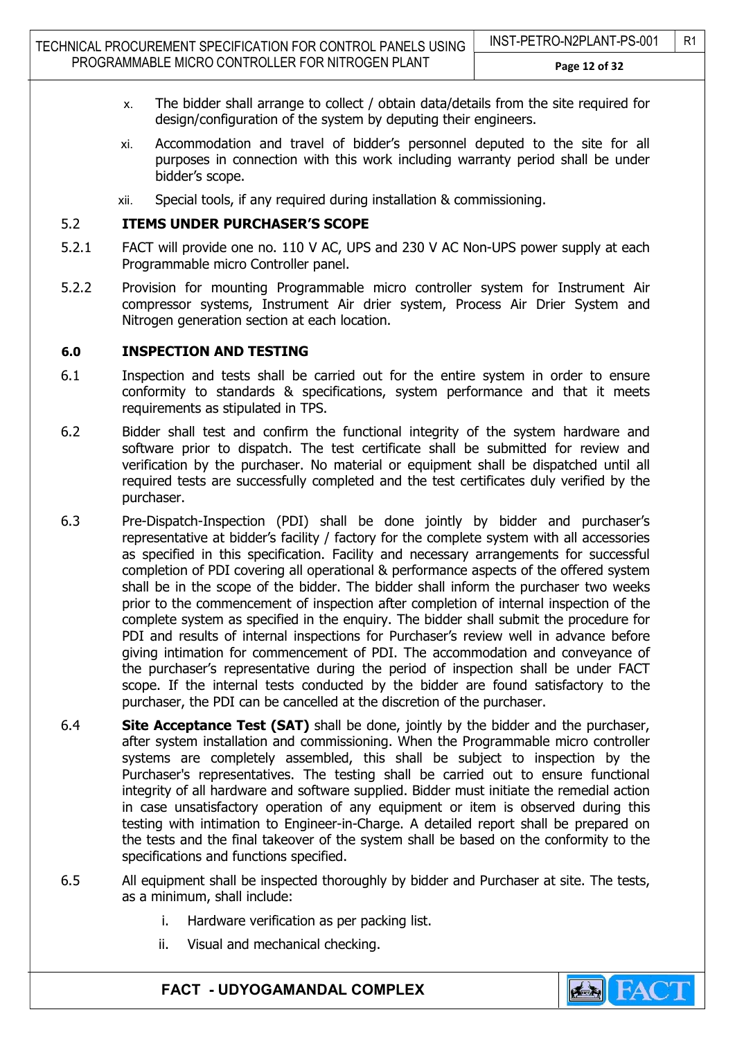x. The bidder shall arrange to collect / obtain data/details from the site required for design/configuration of the system by deputing their engineers.

xi. Accommodation and travel of bidder's personnel deputed to the site for all purposes in connection with this work including warranty period shall be under bidder's scope.

xii. Special tools, if any required during installation & commissioning.

## 5.2 ITEMS UNDER PURCHASER'S SCOPE

5.2.1 FACT will provide one no. 110 V AC, UPS and 230 V AC Non-UPS power supply at each Programmable micro Controller panel.

5.2.2 Provision for mounting Programmable micro controller system for Instrument Air compressor systems, Instrument Air drier system, Process Air Drier System and Nitrogen generation section at each location.

## 6.0 INSPECTION AND TESTING

6.1 Inspection and tests shall be carried out for the entire system in order to ensure conformity to standards & specifications, system performance and that it meets requirements as stipulated in TPS.

6.2 Bidder shall test and confirm the functional integrity of the system hardware and software prior to dispatch. The test certificate shall be submitted for review and verification by the purchaser. No material or equipment shall be dispatched until all required tests are successfully completed and the test certificates duly verified by the purchaser.

6.3 Pre-Dispatch-Inspection (PDI) shall be done jointly by bidder and purchaser's representative at bidder's facility / factory for the complete system with all accessories as specified in this specification. Facility and necessary arrangements for successful completion of PDI covering all operational & performance aspects of the offered system shall be in the scope of the bidder. The bidder shall inform the purchaser two weeks prior to the commencement of inspection after completion of internal inspection of the complete system as specified in the enquiry. The bidder shall submit the procedure for PDI and results of internal inspections for Purchaser's review well in advance before giving intimation for commencement of PDI. The accommodation and conveyance of the purchaser's representative during the period of inspection shall be under FACT scope. If the internal tests conducted by the bidder are found satisfactory to the purchaser, the PDI can be cancelled at the discretion of the purchaser.

6.4 **Site Acceptance Test (SAT)** shall be done, jointly by the bidder and the purchaser, after system installation and commissioning. When the Programmable micro controller systems are completely assembled, this shall be subject to inspection by the Purchaser's representatives. The testing shall be carried out to ensure functional integrity of all hardware and software supplied. Bidder must initiate the remedial action in case unsatisfactory operation of any equipment or item is observed during this testing with intimation to Engineer-in-Charge. A detailed report shall be prepared on the tests and the final takeover of the system shall be based on the conformity to the specifications and functions specified.

6.5 All equipment shall be inspected thoroughly by bidder and Purchaser at site. The tests, as a minimum, shall include:

i. Hardware verification as per packing list.

ii. Visual and mechanical checking.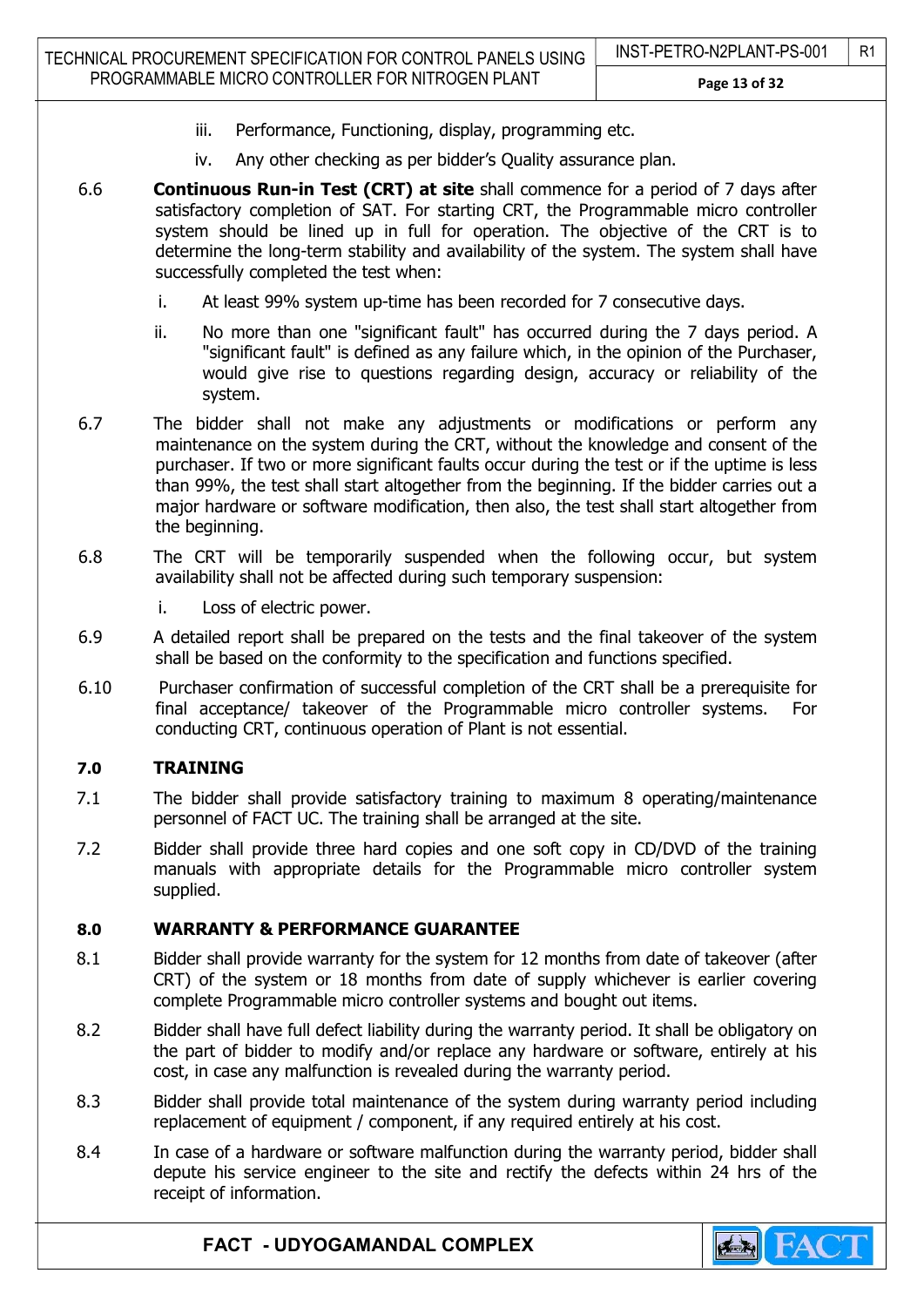iii. Performance, Functioning, display, programming etc.

iv. Any other checking as per bidder's Quality assurance plan.

6.6 **Continuous Run-in Test (CRT) at site** shall commence for a period of 7 days after satisfactory completion of SAT. For starting CRT, the Programmable micro controller system should be lined up in full for operation. The objective of the CRT is to determine the long-term stability and availability of the system. The system shall have successfully completed the test when:

i. At least 99% system up-time has been recorded for 7 consecutive days.

ii. No more than one "significant fault" has occurred during the 7 days period. A "significant fault" is defined as any failure which, in the opinion of the Purchaser, would give rise to questions regarding design, accuracy or reliability of the system.

6.7 The bidder shall not make any adjustments or modifications or perform any maintenance on the system during the CRT, without the knowledge and consent of the purchaser. If two or more significant faults occur during the test or if the uptime is less than 99%, the test shall start altogether from the beginning. If the bidder carries out a major hardware or software modification, then also, the test shall start altogether from the beginning.

6.8 The CRT will be temporarily suspended when the following occur, but system availability shall not be affected during such temporary suspension:

i. Loss of electric power.

6.9 A detailed report shall be prepared on the tests and the final takeover of the system shall be based on the conformity to the specification and functions specified.

6.10 Purchaser confirmation of successful completion of the CRT shall be a prerequisite for final acceptance/ takeover of the Programmable micro controller systems. For conducting CRT, continuous operation of Plant is not essential.

## 7.0 TRAINING

7.1 The bidder shall provide satisfactory training to maximum 8 operating/maintenance personnel of FACT UC. The training shall be arranged at the site.

7.2 Bidder shall provide three hard copies and one soft copy in CD/DVD of the training manuals with appropriate details for the Programmable micro controller system supplied.

## 8.0 WARRANTY & PERFORMANCE GUARANTEE

8.1 Bidder shall provide warranty for the system for 12 months from date of takeover (after CRT) of the system or 18 months from date of supply whichever is earlier covering complete Programmable micro controller systems and bought out items.

8.2 Bidder shall have full defect liability during the warranty period. It shall be obligatory on the part of bidder to modify and/or replace any hardware or software, entirely at his cost, in case any malfunction is revealed during the warranty period.

8.3 Bidder shall provide total maintenance of the system during warranty period including replacement of equipment / component, if any required entirely at his cost.

8.4 In case of a hardware or software malfunction during the warranty period, bidder shall depute his service engineer to the site and rectify the defects within 24 hrs of the receipt of information.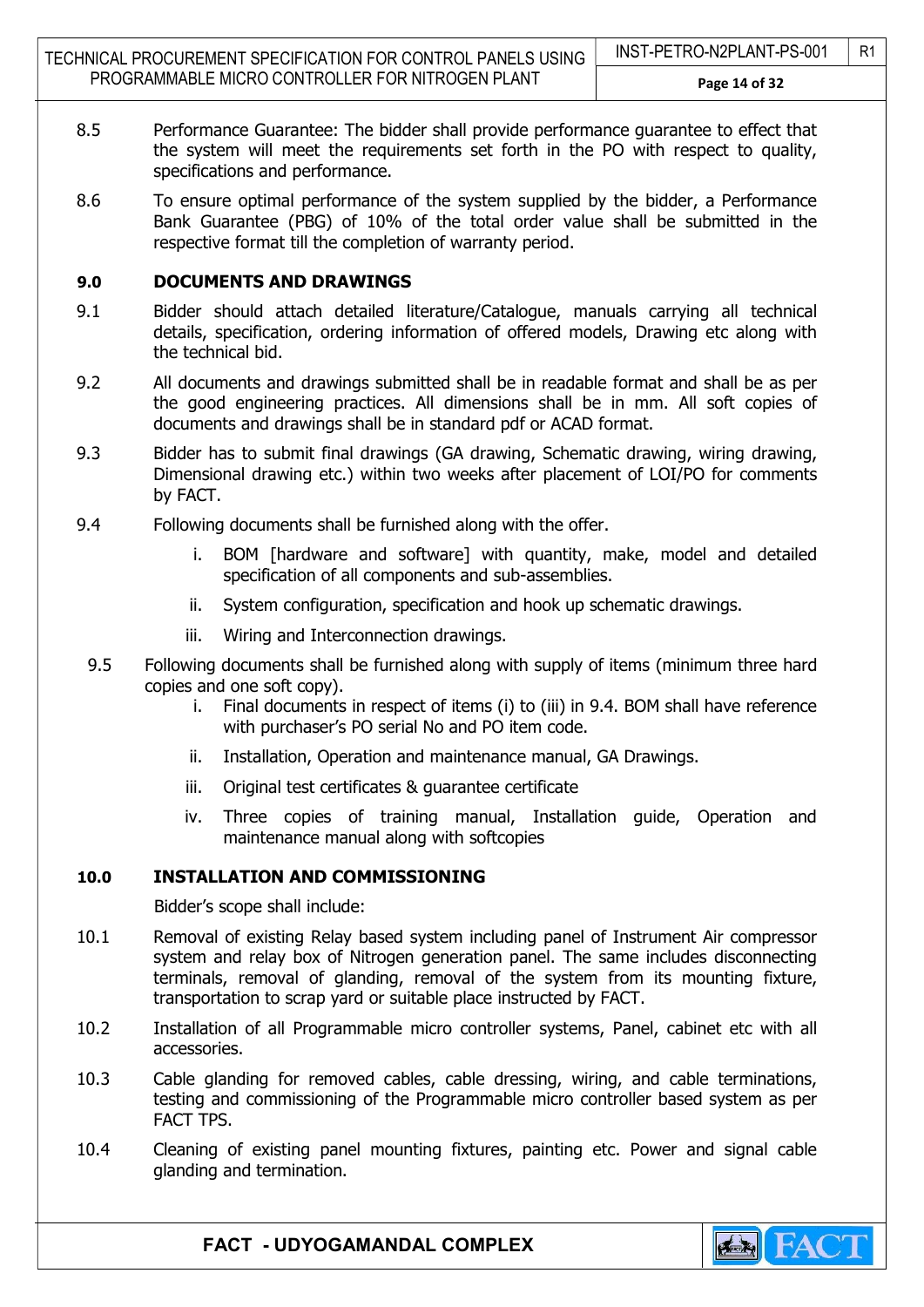8.5 Performance Guarantee: The bidder shall provide performance guarantee to effect that the system will meet the requirements set forth in the PO with respect to quality, specifications and performance.

8.6 To ensure optimal performance of the system supplied by the bidder, a Performance Bank Guarantee (PBG) of 10% of the total order value shall be submitted in the respective format till the completion of warranty period.

## 9.0 DOCUMENTS AND DRAWINGS

9.1 Bidder should attach detailed literature/Catalogue, manuals carrying all technical details, specification, ordering information of offered models, Drawing etc along with the technical bid.

9.2 All documents and drawings submitted shall be in readable format and shall be as per the good engineering practices. All dimensions shall be in mm. All soft copies of documents and drawings shall be in standard pdf or ACAD format.

9.3 Bidder has to submit final drawings (GA drawing, Schematic drawing, wiring drawing, Dimensional drawing etc.) within two weeks after placement of LOI/PO for comments by FACT.

9.4 Following documents shall be furnished along with the offer.

i. BOM [hardware and software] with quantity, make, model and detailed specification of all components and sub-assemblies.

ii. System configuration, specification and hook up schematic drawings.

iii. Wiring and Interconnection drawings.

9.5 Following documents shall be furnished along with supply of items (minimum three hard copies and one soft copy).

i. Final documents in respect of items (i) to (iii) in 9.4. BOM shall have reference with purchaser's PO serial No and PO item code.

ii. Installation, Operation and maintenance manual, GA Drawings.

iii. Original test certificates & guarantee certificate

iv. Three copies of training manual, Installation guide, Operation and maintenance manual along with softcopies

## 10.0 INSTALLATION AND COMMISSIONING

Bidder's scope shall include:

10.1 Removal of existing Relay based system including panel of Instrument Air compressor system and relay box of Nitrogen generation panel. The same includes disconnecting terminals, removal of glanding, removal of the system from its mounting fixture, transportation to scrap yard or suitable place instructed by FACT.

10.2 Installation of all Programmable micro controller systems, Panel, cabinet etc with all accessories.

10.3 Cable glanding for removed cables, cable dressing, wiring, and cable terminations, testing and commissioning of the Programmable micro controller based system as per FACT TPS.

10.4 Cleaning of existing panel mounting fixtures, painting etc. Power and signal cable glanding and termination.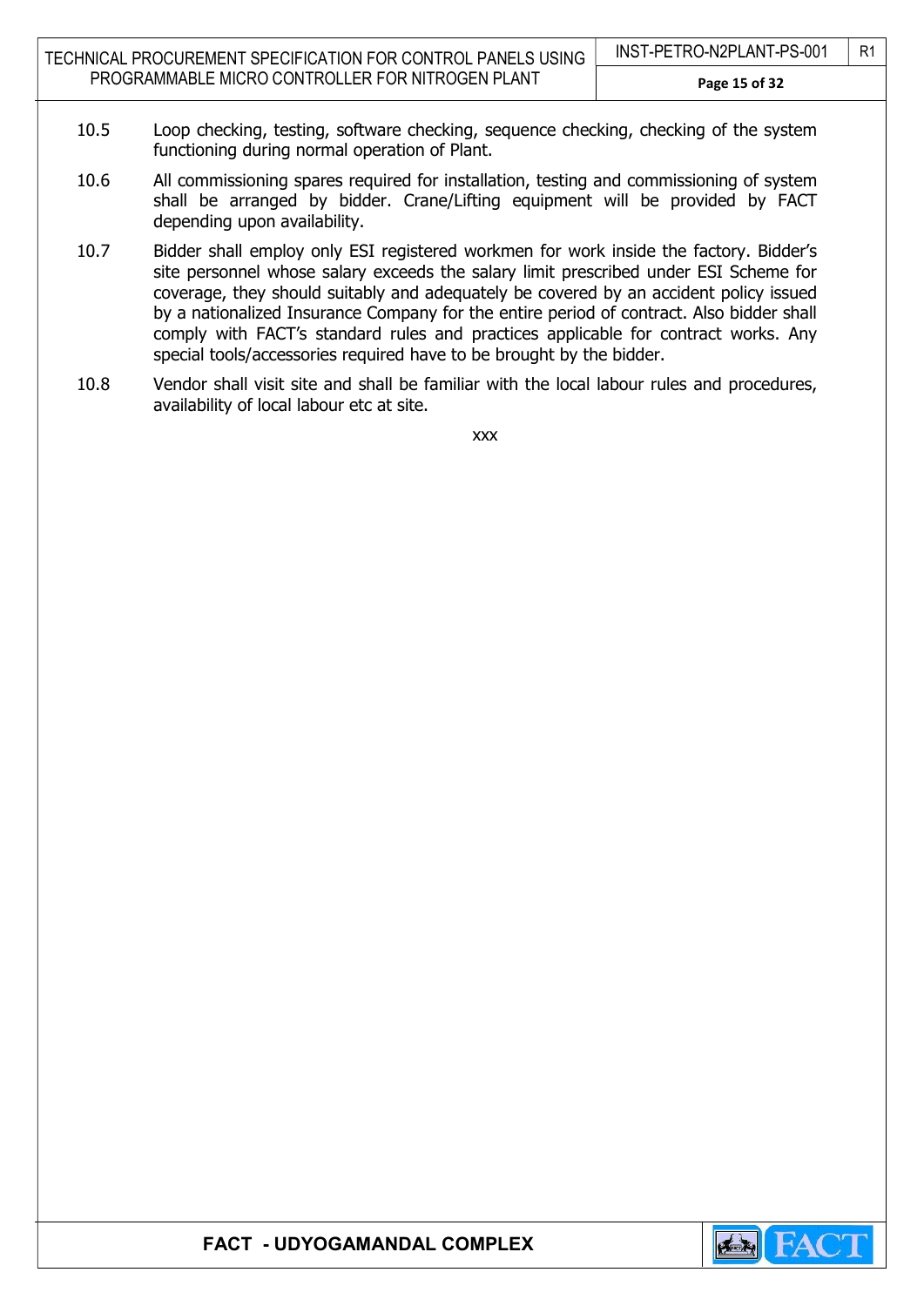10.5 Loop checking, testing, software checking, sequence checking, checking of the system functioning during normal operation of Plant.

10.6 All commissioning spares required for installation, testing and commissioning of system shall be arranged by bidder. Crane/Lifting equipment will be provided by FACT depending upon availability.

10.7 Bidder shall employ only ESI registered workmen for work inside the factory. Bidder's site personnel whose salary exceeds the salary limit prescribed under ESI Scheme for coverage, they should suitably and adequately be covered by an accident policy issued by a nationalized Insurance Company for the entire period of contract. Also bidder shall comply with FACT's standard rules and practices applicable for contract works. Any special tools/accessories required have to be brought by the bidder.

10.8 Vendor shall visit site and shall be familiar with the local labour rules and procedures, availability of local labour etc at site.

xxx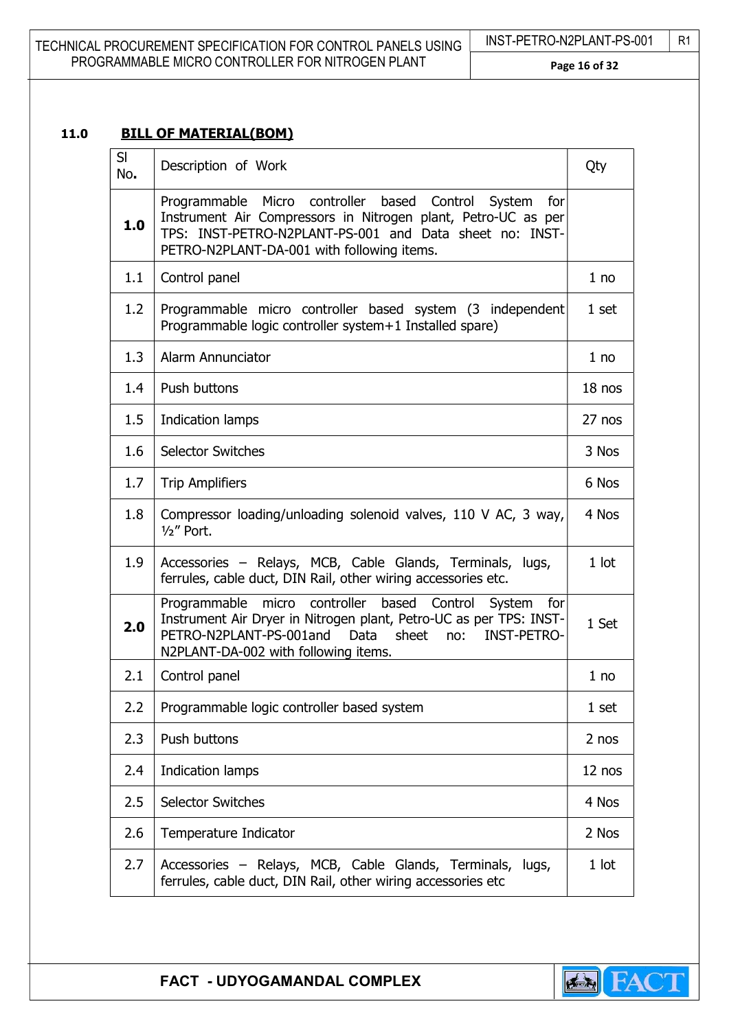## 11.0 BILL OF MATERIAL(BOM)

| Sl No. | Description of Work | Qty |
|---|---|---|
| **1.0** | Programmable Micro controller based Control System for Instrument Air Compressors in Nitrogen plant, Petro-UC as per TPS: INST-PETRO-N2PLANT-PS-001 and Data sheet no: INST-PETRO-N2PLANT-DA-001 with following items. | |
| 1.1 | Control panel | 1 no |
| 1.2 | Programmable micro controller based system (3 independent Programmable logic controller system+1 Installed spare) | 1 set |
| 1.3 | Alarm Annunciator | 1 no |
| 1.4 | Push buttons | 18 nos |
| 1.5 | Indication lamps | 27 nos |
| 1.6 | Selector Switches | 3 Nos |
| 1.7 | Trip Amplifiers | 6 Nos |
| 1.8 | Compressor loading/unloading solenoid valves, 110 V AC, 3 way, ½" Port. | 4 Nos |
| 1.9 | Accessories – Relays, MCB, Cable Glands, Terminals, lugs, ferrules, cable duct, DIN Rail, other wiring accessories etc. | 1 lot |
| **2.0** | Programmable micro controller based Control System for Instrument Air Dryer in Nitrogen plant, Petro-UC as per TPS: INST-PETRO-N2PLANT-PS-001and Data sheet no: INST-PETRO-N2PLANT-DA-002 with following items. | 1 Set |
| 2.1 | Control panel | 1 no |
| 2.2 | Programmable logic controller based system | 1 set |
| 2.3 | Push buttons | 2 nos |
| 2.4 | Indication lamps | 12 nos |
| 2.5 | Selector Switches | 4 Nos |
| 2.6 | Temperature Indicator | 2 Nos |
| 2.7 | Accessories – Relays, MCB, Cable Glands, Terminals, lugs, ferrules, cable duct, DIN Rail, other wiring accessories etc | 1 lot |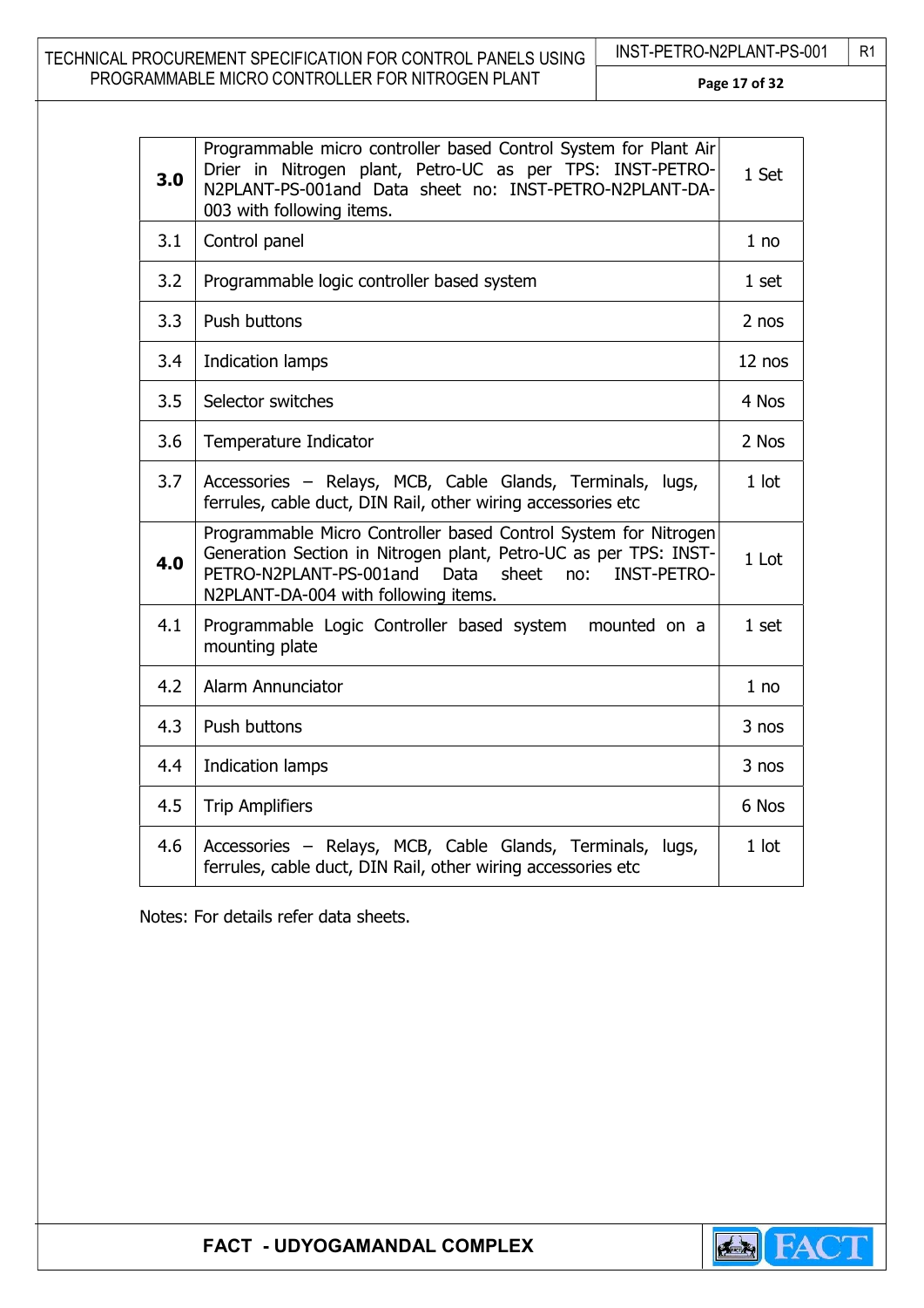| | | |
|---|---|---|
| **3.0** | Programmable micro controller based Control System for Plant Air Drier in Nitrogen plant, Petro-UC as per TPS: INST-PETRO-N2PLANT-PS-001and Data sheet no: INST-PETRO-N2PLANT-DA-003 with following items. | 1 Set |
| 3.1 | Control panel | 1 no |
| 3.2 | Programmable logic controller based system | 1 set |
| 3.3 | Push buttons | 2 nos |
| 3.4 | Indication lamps | 12 nos |
| 3.5 | Selector switches | 4 Nos |
| 3.6 | Temperature Indicator | 2 Nos |
| 3.7 | Accessories – Relays, MCB, Cable Glands, Terminals, lugs, ferrules, cable duct, DIN Rail, other wiring accessories etc | 1 lot |
| **4.0** | Programmable Micro Controller based Control System for Nitrogen Generation Section in Nitrogen plant, Petro-UC as per TPS: INST-PETRO-N2PLANT-PS-001and Data sheet no: INST-PETRO-N2PLANT-DA-004 with following items. | 1 Lot |
| 4.1 | Programmable Logic Controller based system mounted on a mounting plate | 1 set |
| 4.2 | Alarm Annunciator | 1 no |
| 4.3 | Push buttons | 3 nos |
| 4.4 | Indication lamps | 3 nos |
| 4.5 | Trip Amplifiers | 6 Nos |
| 4.6 | Accessories – Relays, MCB, Cable Glands, Terminals, lugs, ferrules, cable duct, DIN Rail, other wiring accessories etc | 1 lot |

Notes: For details refer data sheets.